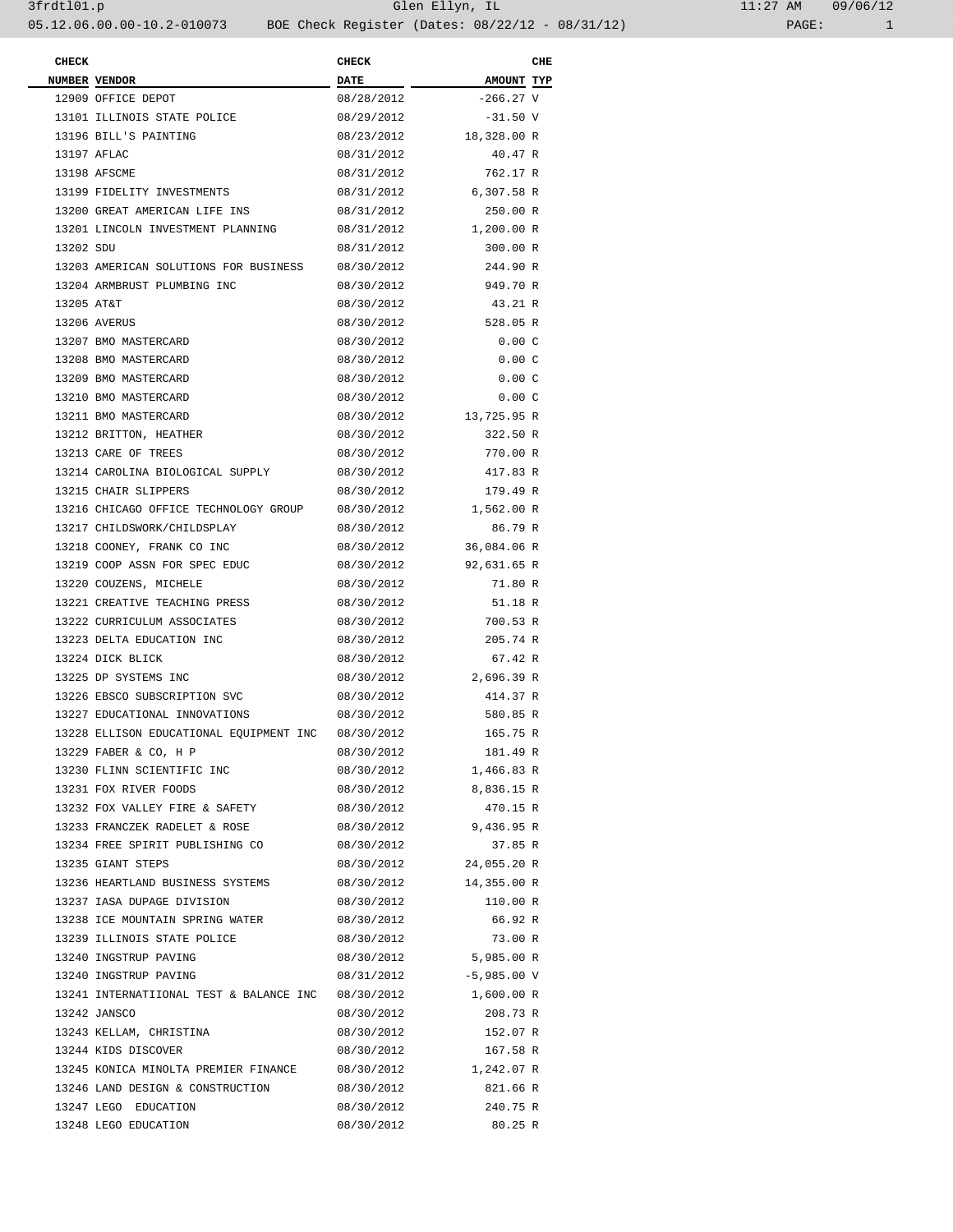3frdtl01.p Glen Ellyn, IL 11:27 AM 09/06/12

05.12.06.00.00-10.2-010073 BOE Check Register (Dates: 08/22/12 - 08/31/12)

| CHECK NUMBER | VENDOR | CHECK DATE | AMOUNT | CHE TYP |
|---|---|---|---|---|
| 12909 | OFFICE DEPOT | 08/28/2012 | -266.27 | V |
| 13101 | ILLINOIS STATE POLICE | 08/29/2012 | -31.50 | V |
| 13196 | BILL'S PAINTING | 08/23/2012 | 18,328.00 | R |
| 13197 | AFLAC | 08/31/2012 | 40.47 | R |
| 13198 | AFSCME | 08/31/2012 | 762.17 | R |
| 13199 | FIDELITY INVESTMENTS | 08/31/2012 | 6,307.58 | R |
| 13200 | GREAT AMERICAN LIFE INS | 08/31/2012 | 250.00 | R |
| 13201 | LINCOLN INVESTMENT PLANNING | 08/31/2012 | 1,200.00 | R |
| 13202 | SDU | 08/31/2012 | 300.00 | R |
| 13203 | AMERICAN SOLUTIONS FOR BUSINESS | 08/30/2012 | 244.90 | R |
| 13204 | ARMBRUST PLUMBING INC | 08/30/2012 | 949.70 | R |
| 13205 | AT&T | 08/30/2012 | 43.21 | R |
| 13206 | AVERUS | 08/30/2012 | 528.05 | R |
| 13207 | BMO MASTERCARD | 08/30/2012 | 0.00 | C |
| 13208 | BMO MASTERCARD | 08/30/2012 | 0.00 | C |
| 13209 | BMO MASTERCARD | 08/30/2012 | 0.00 | C |
| 13210 | BMO MASTERCARD | 08/30/2012 | 0.00 | C |
| 13211 | BMO MASTERCARD | 08/30/2012 | 13,725.95 | R |
| 13212 | BRITTON, HEATHER | 08/30/2012 | 322.50 | R |
| 13213 | CARE OF TREES | 08/30/2012 | 770.00 | R |
| 13214 | CAROLINA BIOLOGICAL SUPPLY | 08/30/2012 | 417.83 | R |
| 13215 | CHAIR SLIPPERS | 08/30/2012 | 179.49 | R |
| 13216 | CHICAGO OFFICE TECHNOLOGY GROUP | 08/30/2012 | 1,562.00 | R |
| 13217 | CHILDSWORK/CHILDSPLAY | 08/30/2012 | 86.79 | R |
| 13218 | COONEY, FRANK CO INC | 08/30/2012 | 36,084.06 | R |
| 13219 | COOP ASSN FOR SPEC EDUC | 08/30/2012 | 92,631.65 | R |
| 13220 | COUZENS, MICHELE | 08/30/2012 | 71.80 | R |
| 13221 | CREATIVE TEACHING PRESS | 08/30/2012 | 51.18 | R |
| 13222 | CURRICULUM ASSOCIATES | 08/30/2012 | 700.53 | R |
| 13223 | DELTA EDUCATION INC | 08/30/2012 | 205.74 | R |
| 13224 | DICK BLICK | 08/30/2012 | 67.42 | R |
| 13225 | DP SYSTEMS INC | 08/30/2012 | 2,696.39 | R |
| 13226 | EBSCO SUBSCRIPTION SVC | 08/30/2012 | 414.37 | R |
| 13227 | EDUCATIONAL INNOVATIONS | 08/30/2012 | 580.85 | R |
| 13228 | ELLISON EDUCATIONAL EQUIPMENT INC | 08/30/2012 | 165.75 | R |
| 13229 | FABER & CO, H P | 08/30/2012 | 181.49 | R |
| 13230 | FLINN SCIENTIFIC INC | 08/30/2012 | 1,466.83 | R |
| 13231 | FOX RIVER FOODS | 08/30/2012 | 8,836.15 | R |
| 13232 | FOX VALLEY FIRE & SAFETY | 08/30/2012 | 470.15 | R |
| 13233 | FRANCZEK RADELET & ROSE | 08/30/2012 | 9,436.95 | R |
| 13234 | FREE SPIRIT PUBLISHING CO | 08/30/2012 | 37.85 | R |
| 13235 | GIANT STEPS | 08/30/2012 | 24,055.20 | R |
| 13236 | HEARTLAND BUSINESS SYSTEMS | 08/30/2012 | 14,355.00 | R |
| 13237 | IASA DUPAGE DIVISION | 08/30/2012 | 110.00 | R |
| 13238 | ICE MOUNTAIN SPRING WATER | 08/30/2012 | 66.92 | R |
| 13239 | ILLINOIS STATE POLICE | 08/30/2012 | 73.00 | R |
| 13240 | INGSTRUP PAVING | 08/30/2012 | 5,985.00 | R |
| 13240 | INGSTRUP PAVING | 08/31/2012 | -5,985.00 | V |
| 13241 | INTERNATIIONAL TEST & BALANCE INC | 08/30/2012 | 1,600.00 | R |
| 13242 | JANSCO | 08/30/2012 | 208.73 | R |
| 13243 | KELLAM, CHRISTINA | 08/30/2012 | 152.07 | R |
| 13244 | KIDS DISCOVER | 08/30/2012 | 167.58 | R |
| 13245 | KONICA MINOLTA PREMIER FINANCE | 08/30/2012 | 1,242.07 | R |
| 13246 | LAND DESIGN & CONSTRUCTION | 08/30/2012 | 821.66 | R |
| 13247 | LEGO EDUCATION | 08/30/2012 | 240.75 | R |
| 13248 | LEGO EDUCATION | 08/30/2012 | 80.25 | R |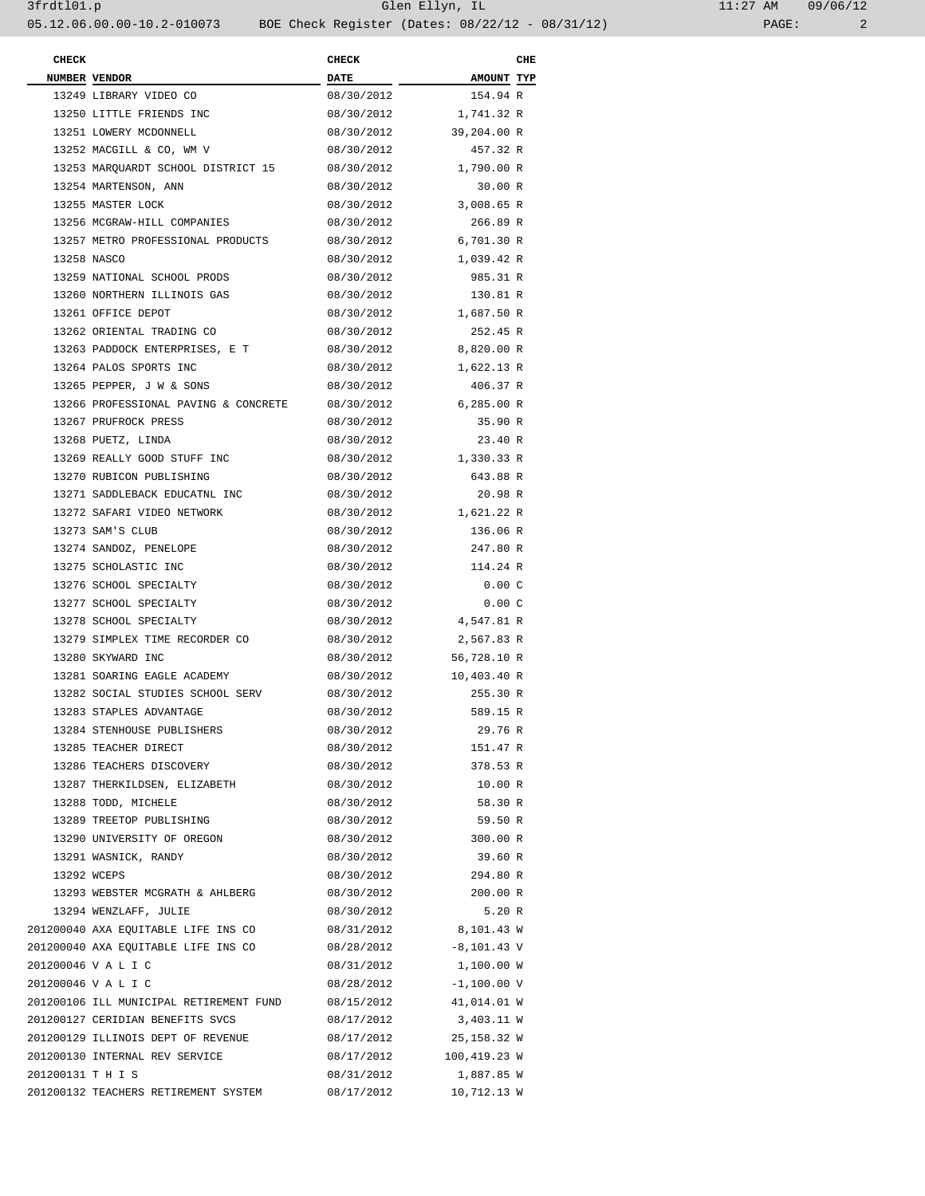| CHECK NUMBER | VENDOR | CHECK DATE | AMOUNT | CHE TYP |
|---|---|---|---|---|
| 13249 | LIBRARY VIDEO CO | 08/30/2012 | 154.94 | R |
| 13250 | LITTLE FRIENDS INC | 08/30/2012 | 1,741.32 | R |
| 13251 | LOWERY MCDONNELL | 08/30/2012 | 39,204.00 | R |
| 13252 | MACGILL & CO, WM V | 08/30/2012 | 457.32 | R |
| 13253 | MARQUARDT SCHOOL DISTRICT 15 | 08/30/2012 | 1,790.00 | R |
| 13254 | MARTENSON, ANN | 08/30/2012 | 30.00 | R |
| 13255 | MASTER LOCK | 08/30/2012 | 3,008.65 | R |
| 13256 | MCGRAW-HILL COMPANIES | 08/30/2012 | 266.89 | R |
| 13257 | METRO PROFESSIONAL PRODUCTS | 08/30/2012 | 6,701.30 | R |
| 13258 | NASCO | 08/30/2012 | 1,039.42 | R |
| 13259 | NATIONAL SCHOOL PRODS | 08/30/2012 | 985.31 | R |
| 13260 | NORTHERN ILLINOIS GAS | 08/30/2012 | 130.81 | R |
| 13261 | OFFICE DEPOT | 08/30/2012 | 1,687.50 | R |
| 13262 | ORIENTAL TRADING CO | 08/30/2012 | 252.45 | R |
| 13263 | PADDOCK ENTERPRISES, E T | 08/30/2012 | 8,820.00 | R |
| 13264 | PALOS SPORTS INC | 08/30/2012 | 1,622.13 | R |
| 13265 | PEPPER, J W & SONS | 08/30/2012 | 406.37 | R |
| 13266 | PROFESSIONAL PAVING & CONCRETE | 08/30/2012 | 6,285.00 | R |
| 13267 | PRUFROCK PRESS | 08/30/2012 | 35.90 | R |
| 13268 | PUETZ, LINDA | 08/30/2012 | 23.40 | R |
| 13269 | REALLY GOOD STUFF INC | 08/30/2012 | 1,330.33 | R |
| 13270 | RUBICON PUBLISHING | 08/30/2012 | 643.88 | R |
| 13271 | SADDLEBACK EDUCATNL INC | 08/30/2012 | 20.98 | R |
| 13272 | SAFARI VIDEO NETWORK | 08/30/2012 | 1,621.22 | R |
| 13273 | SAM'S CLUB | 08/30/2012 | 136.06 | R |
| 13274 | SANDOZ, PENELOPE | 08/30/2012 | 247.80 | R |
| 13275 | SCHOLASTIC INC | 08/30/2012 | 114.24 | R |
| 13276 | SCHOOL SPECIALTY | 08/30/2012 | 0.00 | C |
| 13277 | SCHOOL SPECIALTY | 08/30/2012 | 0.00 | C |
| 13278 | SCHOOL SPECIALTY | 08/30/2012 | 4,547.81 | R |
| 13279 | SIMPLEX TIME RECORDER CO | 08/30/2012 | 2,567.83 | R |
| 13280 | SKYWARD INC | 08/30/2012 | 56,728.10 | R |
| 13281 | SOARING EAGLE ACADEMY | 08/30/2012 | 10,403.40 | R |
| 13282 | SOCIAL STUDIES SCHOOL SERV | 08/30/2012 | 255.30 | R |
| 13283 | STAPLES ADVANTAGE | 08/30/2012 | 589.15 | R |
| 13284 | STENHOUSE PUBLISHERS | 08/30/2012 | 29.76 | R |
| 13285 | TEACHER DIRECT | 08/30/2012 | 151.47 | R |
| 13286 | TEACHERS DISCOVERY | 08/30/2012 | 378.53 | R |
| 13287 | THERKILDSEN, ELIZABETH | 08/30/2012 | 10.00 | R |
| 13288 | TODD, MICHELE | 08/30/2012 | 58.30 | R |
| 13289 | TREETOP PUBLISHING | 08/30/2012 | 59.50 | R |
| 13290 | UNIVERSITY OF OREGON | 08/30/2012 | 300.00 | R |
| 13291 | WASNICK, RANDY | 08/30/2012 | 39.60 | R |
| 13292 | WCEPS | 08/30/2012 | 294.80 | R |
| 13293 | WEBSTER MCGRATH & AHLBERG | 08/30/2012 | 200.00 | R |
| 13294 | WENZLAFF, JULIE | 08/30/2012 | 5.20 | R |
| 201200040 | AXA EQUITABLE LIFE INS CO | 08/31/2012 | 8,101.43 | W |
| 201200040 | AXA EQUITABLE LIFE INS CO | 08/28/2012 | -8,101.43 | V |
| 201200046 | V A L I C | 08/31/2012 | 1,100.00 | W |
| 201200046 | V A L I C | 08/28/2012 | -1,100.00 | V |
| 201200106 | ILL MUNICIPAL RETIREMENT FUND | 08/15/2012 | 41,014.01 | W |
| 201200127 | CERIDIAN BENEFITS SVCS | 08/17/2012 | 3,403.11 | W |
| 201200129 | ILLINOIS DEPT OF REVENUE | 08/17/2012 | 25,158.32 | W |
| 201200130 | INTERNAL REV SERVICE | 08/17/2012 | 100,419.23 | W |
| 201200131 | T H I S | 08/31/2012 | 1,887.85 | W |
| 201200132 | TEACHERS RETIREMENT SYSTEM | 08/17/2012 | 10,712.13 | W |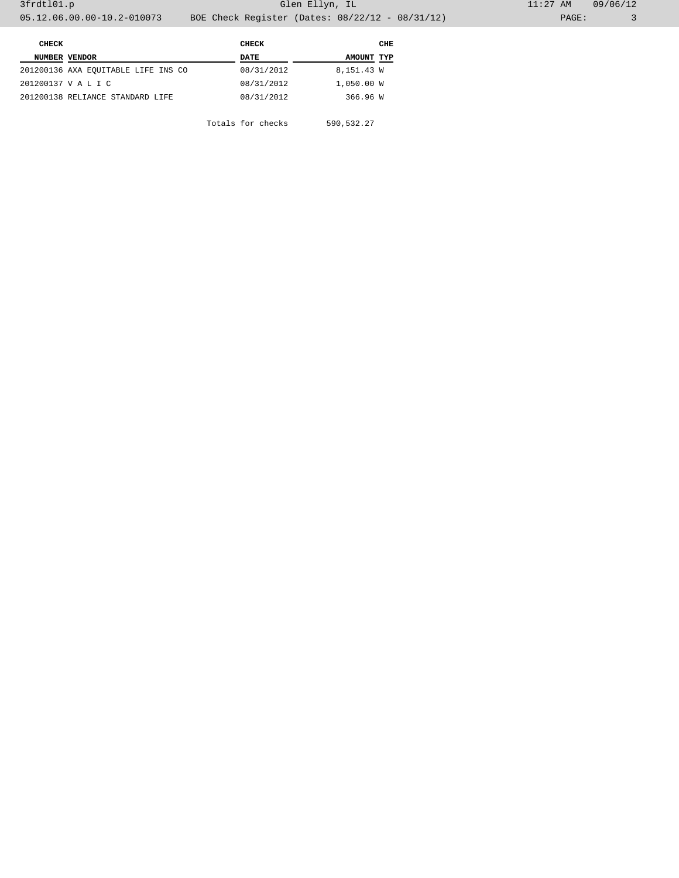| CHECK NUMBER | VENDOR | CHECK DATE | AMOUNT | CHE TYP |
|---|---|---|---|---|
| 201200136 | AXA EQUITABLE LIFE INS CO | 08/31/2012 | 8,151.43 | W |
| 201200137 | V A L I C | 08/31/2012 | 1,050.00 | W |
| 201200138 | RELIANCE STANDARD LIFE | 08/31/2012 | 366.96 | W |
| | | Totals for checks | 590,532.27 | |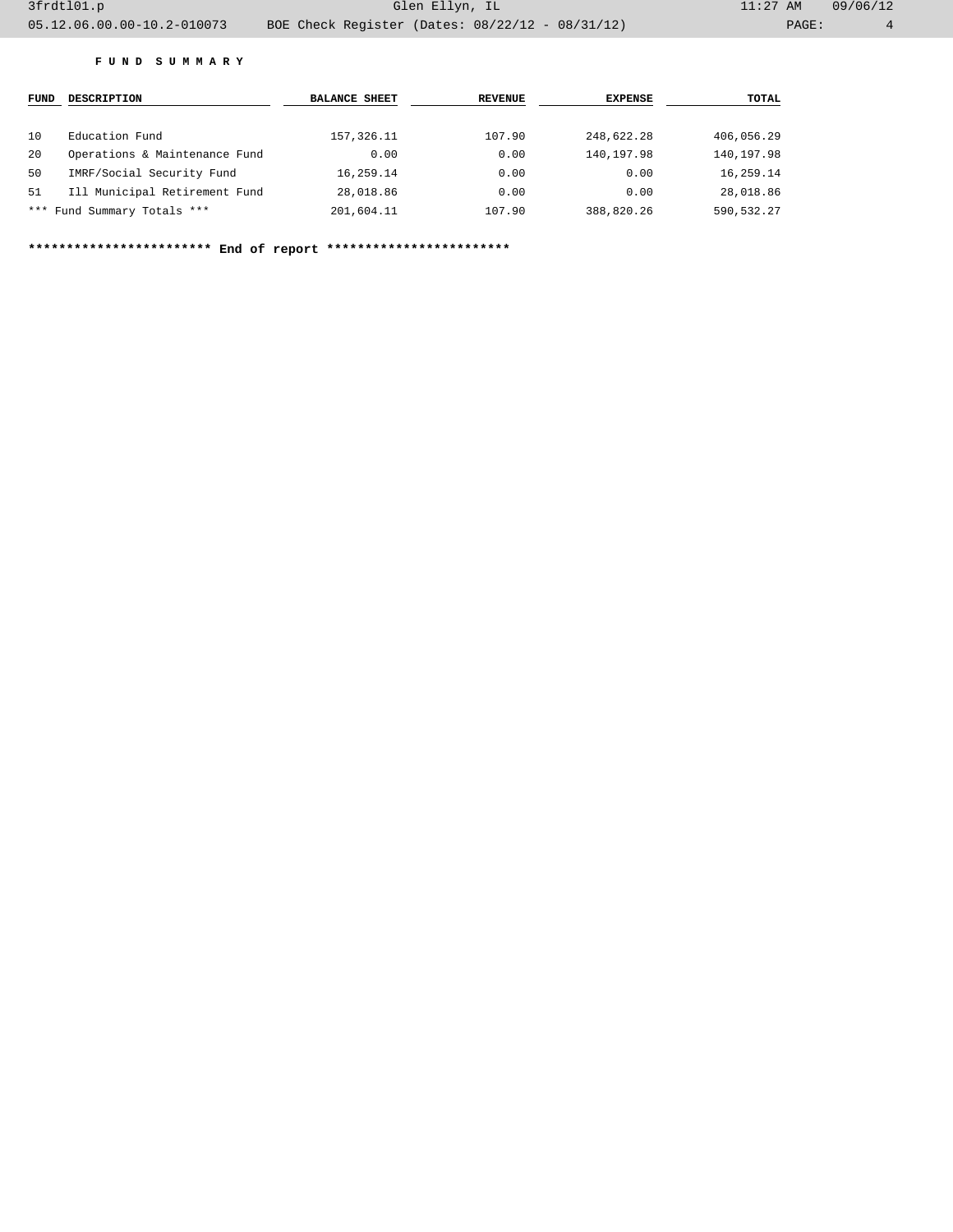**F U N D   S U M M A R Y**

| FUND | DESCRIPTION | BALANCE SHEET | REVENUE | EXPENSE | TOTAL |
|---|---|---|---|---|---|
| 10 | Education Fund | 157,326.11 | 107.90 | 248,622.28 | 406,056.29 |
| 20 | Operations & Maintenance Fund | 0.00 | 0.00 | 140,197.98 | 140,197.98 |
| 50 | IMRF/Social Security Fund | 16,259.14 | 0.00 | 0.00 | 16,259.14 |
| 51 | Ill Municipal Retirement Fund | 28,018.86 | 0.00 | 0.00 | 28,018.86 |
| *** Fund Summary Totals *** | | 201,604.11 | 107.90 | 388,820.26 | 590,532.27 |

**************************** End of report ****************************